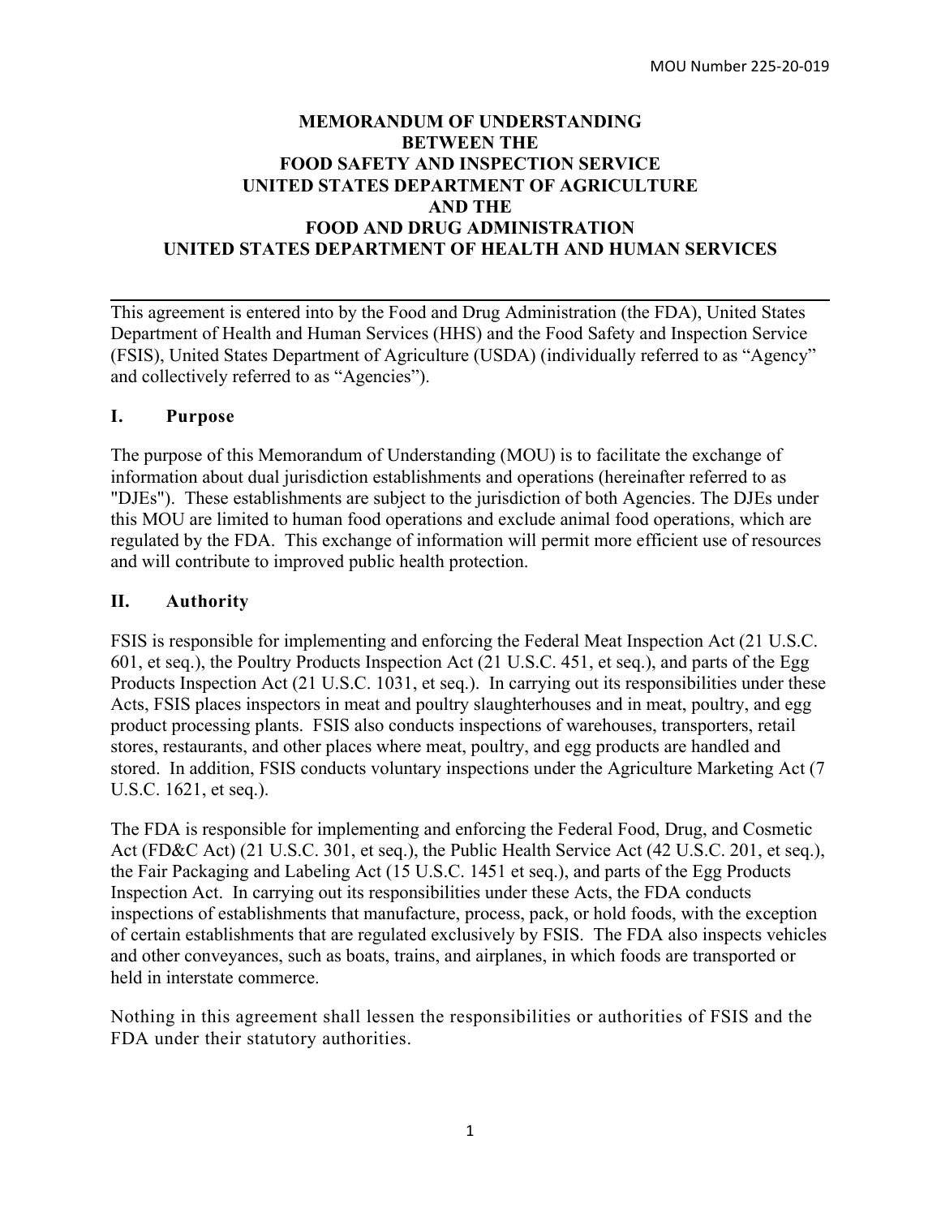MOU Number 225-20-019

# MEMORANDUM OF UNDERSTANDING BETWEEN THE FOOD SAFETY AND INSPECTION SERVICE UNITED STATES DEPARTMENT OF AGRICULTURE AND THE FOOD AND DRUG ADMINISTRATION UNITED STATES DEPARTMENT OF HEALTH AND HUMAN SERVICES

---

This agreement is entered into by the Food and Drug Administration (the FDA), United States Department of Health and Human Services (HHS) and the Food Safety and Inspection Service (FSIS), United States Department of Agriculture (USDA) (individually referred to as "Agency" and collectively referred to as "Agencies").

## I. Purpose

The purpose of this Memorandum of Understanding (MOU) is to facilitate the exchange of information about dual jurisdiction establishments and operations (hereinafter referred to as "DJEs"). These establishments are subject to the jurisdiction of both Agencies. The DJEs under this MOU are limited to human food operations and exclude animal food operations, which are regulated by the FDA. This exchange of information will permit more efficient use of resources and will contribute to improved public health protection.

## II. Authority

FSIS is responsible for implementing and enforcing the Federal Meat Inspection Act (21 U.S.C. 601, et seq.), the Poultry Products Inspection Act (21 U.S.C. 451, et seq.), and parts of the Egg Products Inspection Act (21 U.S.C. 1031, et seq.). In carrying out its responsibilities under these Acts, FSIS places inspectors in meat and poultry slaughterhouses and in meat, poultry, and egg product processing plants. FSIS also conducts inspections of warehouses, transporters, retail stores, restaurants, and other places where meat, poultry, and egg products are handled and stored. In addition, FSIS conducts voluntary inspections under the Agriculture Marketing Act (7 U.S.C. 1621, et seq.).

The FDA is responsible for implementing and enforcing the Federal Food, Drug, and Cosmetic Act (FD&C Act) (21 U.S.C. 301, et seq.), the Public Health Service Act (42 U.S.C. 201, et seq.), the Fair Packaging and Labeling Act (15 U.S.C. 1451 et seq.), and parts of the Egg Products Inspection Act. In carrying out its responsibilities under these Acts, the FDA conducts inspections of establishments that manufacture, process, pack, or hold foods, with the exception of certain establishments that are regulated exclusively by FSIS. The FDA also inspects vehicles and other conveyances, such as boats, trains, and airplanes, in which foods are transported or held in interstate commerce.

Nothing in this agreement shall lessen the responsibilities or authorities of FSIS and the FDA under their statutory authorities.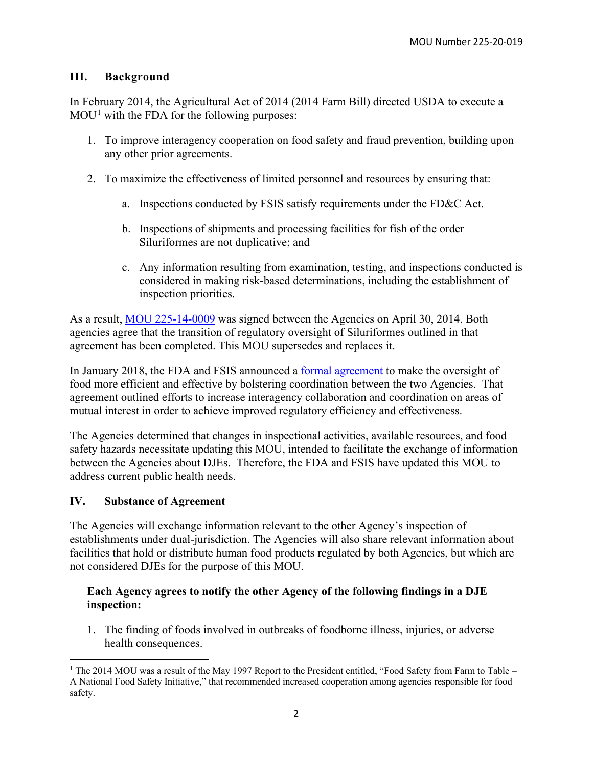## III. Background

In February 2014, the Agricultural Act of 2014 (2014 Farm Bill) directed USDA to execute a MOU[1] with the FDA for the following purposes:

1. To improve interagency cooperation on food safety and fraud prevention, building upon any other prior agreements.

2. To maximize the effectiveness of limited personnel and resources by ensuring that:

   a. Inspections conducted by FSIS satisfy requirements under the FD&C Act.

   b. Inspections of shipments and processing facilities for fish of the order Siluriformes are not duplicative; and

   c. Any information resulting from examination, testing, and inspections conducted is considered in making risk-based determinations, including the establishment of inspection priorities.

As a result, MOU 225-14-0009 was signed between the Agencies on April 30, 2014. Both agencies agree that the transition of regulatory oversight of Siluriformes outlined in that agreement has been completed. This MOU supersedes and replaces it.

In January 2018, the FDA and FSIS announced a formal agreement to make the oversight of food more efficient and effective by bolstering coordination between the two Agencies. That agreement outlined efforts to increase interagency collaboration and coordination on areas of mutual interest in order to achieve improved regulatory efficiency and effectiveness.

The Agencies determined that changes in inspectional activities, available resources, and food safety hazards necessitate updating this MOU, intended to facilitate the exchange of information between the Agencies about DJEs. Therefore, the FDA and FSIS have updated this MOU to address current public health needs.

## IV. Substance of Agreement

The Agencies will exchange information relevant to the other Agency's inspection of establishments under dual-jurisdiction. The Agencies will also share relevant information about facilities that hold or distribute human food products regulated by both Agencies, but which are not considered DJEs for the purpose of this MOU.

**Each Agency agrees to notify the other Agency of the following findings in a DJE inspection:**

1. The finding of foods involved in outbreaks of foodborne illness, injuries, or adverse health consequences.

[1] The 2014 MOU was a result of the May 1997 Report to the President entitled, "Food Safety from Farm to Table – A National Food Safety Initiative," that recommended increased cooperation among agencies responsible for food safety.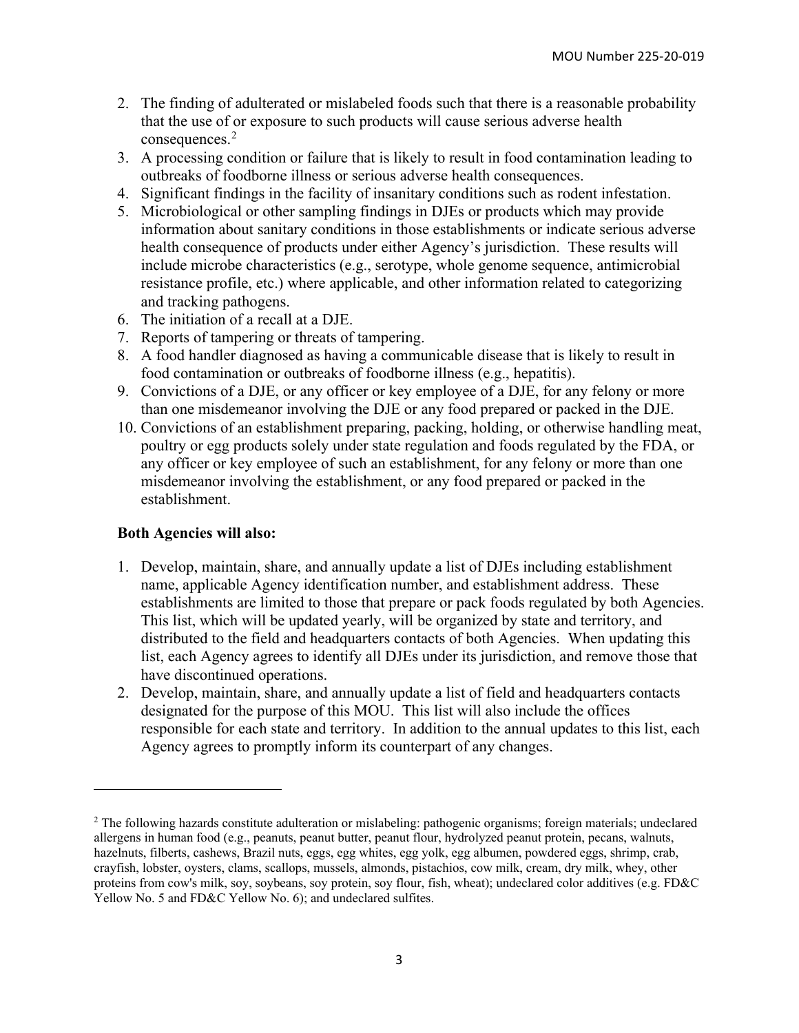2. The finding of adulterated or mislabeled foods such that there is a reasonable probability that the use of or exposure to such products will cause serious adverse health consequences.[2]
3. A processing condition or failure that is likely to result in food contamination leading to outbreaks of foodborne illness or serious adverse health consequences.
4. Significant findings in the facility of insanitary conditions such as rodent infestation.
5. Microbiological or other sampling findings in DJEs or products which may provide information about sanitary conditions in those establishments or indicate serious adverse health consequence of products under either Agency's jurisdiction. These results will include microbe characteristics (e.g., serotype, whole genome sequence, antimicrobial resistance profile, etc.) where applicable, and other information related to categorizing and tracking pathogens.
6. The initiation of a recall at a DJE.
7. Reports of tampering or threats of tampering.
8. A food handler diagnosed as having a communicable disease that is likely to result in food contamination or outbreaks of foodborne illness (e.g., hepatitis).
9. Convictions of a DJE, or any officer or key employee of a DJE, for any felony or more than one misdemeanor involving the DJE or any food prepared or packed in the DJE.
10. Convictions of an establishment preparing, packing, holding, or otherwise handling meat, poultry or egg products solely under state regulation and foods regulated by the FDA, or any officer or key employee of such an establishment, for any felony or more than one misdemeanor involving the establishment, or any food prepared or packed in the establishment.

**Both Agencies will also:**

1. Develop, maintain, share, and annually update a list of DJEs including establishment name, applicable Agency identification number, and establishment address. These establishments are limited to those that prepare or pack foods regulated by both Agencies. This list, which will be updated yearly, will be organized by state and territory, and distributed to the field and headquarters contacts of both Agencies. When updating this list, each Agency agrees to identify all DJEs under its jurisdiction, and remove those that have discontinued operations.
2. Develop, maintain, share, and annually update a list of field and headquarters contacts designated for the purpose of this MOU. This list will also include the offices responsible for each state and territory. In addition to the annual updates to this list, each Agency agrees to promptly inform its counterpart of any changes.

---

[2] The following hazards constitute adulteration or mislabeling: pathogenic organisms; foreign materials; undeclared allergens in human food (e.g., peanuts, peanut butter, peanut flour, hydrolyzed peanut protein, pecans, walnuts, hazelnuts, filberts, cashews, Brazil nuts, eggs, egg whites, egg yolk, egg albumen, powdered eggs, shrimp, crab, crayfish, lobster, oysters, clams, scallops, mussels, almonds, pistachios, cow milk, cream, dry milk, whey, other proteins from cow's milk, soy, soybeans, soy protein, soy flour, fish, wheat); undeclared color additives (e.g. FD&C Yellow No. 5 and FD&C Yellow No. 6); and undeclared sulfites.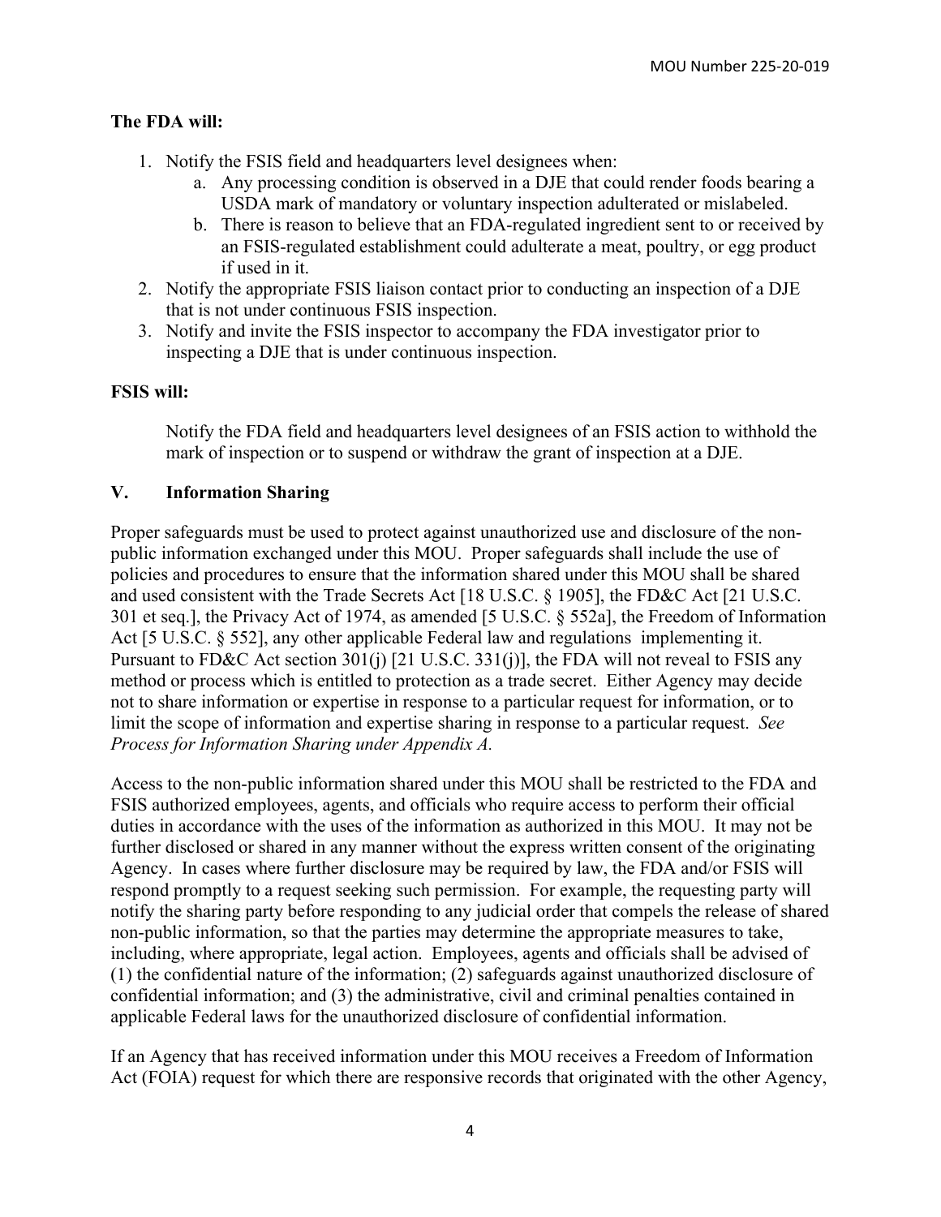**The FDA will:**

1. Notify the FSIS field and headquarters level designees when:
    a. Any processing condition is observed in a DJE that could render foods bearing a USDA mark of mandatory or voluntary inspection adulterated or mislabeled.
    b. There is reason to believe that an FDA-regulated ingredient sent to or received by an FSIS-regulated establishment could adulterate a meat, poultry, or egg product if used in it.
2. Notify the appropriate FSIS liaison contact prior to conducting an inspection of a DJE that is not under continuous FSIS inspection.
3. Notify and invite the FSIS inspector to accompany the FDA investigator prior to inspecting a DJE that is under continuous inspection.

**FSIS will:**

Notify the FDA field and headquarters level designees of an FSIS action to withhold the mark of inspection or to suspend or withdraw the grant of inspection at a DJE.

## V. Information Sharing

Proper safeguards must be used to protect against unauthorized use and disclosure of the non-public information exchanged under this MOU. Proper safeguards shall include the use of policies and procedures to ensure that the information shared under this MOU shall be shared and used consistent with the Trade Secrets Act [18 U.S.C. § 1905], the FD&C Act [21 U.S.C. 301 et seq.], the Privacy Act of 1974, as amended [5 U.S.C. § 552a], the Freedom of Information Act [5 U.S.C. § 552], any other applicable Federal law and regulations implementing it. Pursuant to FD&C Act section 301(j) [21 U.S.C. 331(j)], the FDA will not reveal to FSIS any method or process which is entitled to protection as a trade secret. Either Agency may decide not to share information or expertise in response to a particular request for information, or to limit the scope of information and expertise sharing in response to a particular request. *See Process for Information Sharing under Appendix A.*

Access to the non-public information shared under this MOU shall be restricted to the FDA and FSIS authorized employees, agents, and officials who require access to perform their official duties in accordance with the uses of the information as authorized in this MOU. It may not be further disclosed or shared in any manner without the express written consent of the originating Agency. In cases where further disclosure may be required by law, the FDA and/or FSIS will respond promptly to a request seeking such permission. For example, the requesting party will notify the sharing party before responding to any judicial order that compels the release of shared non-public information, so that the parties may determine the appropriate measures to take, including, where appropriate, legal action. Employees, agents and officials shall be advised of (1) the confidential nature of the information; (2) safeguards against unauthorized disclosure of confidential information; and (3) the administrative, civil and criminal penalties contained in applicable Federal laws for the unauthorized disclosure of confidential information.

If an Agency that has received information under this MOU receives a Freedom of Information Act (FOIA) request for which there are responsive records that originated with the other Agency,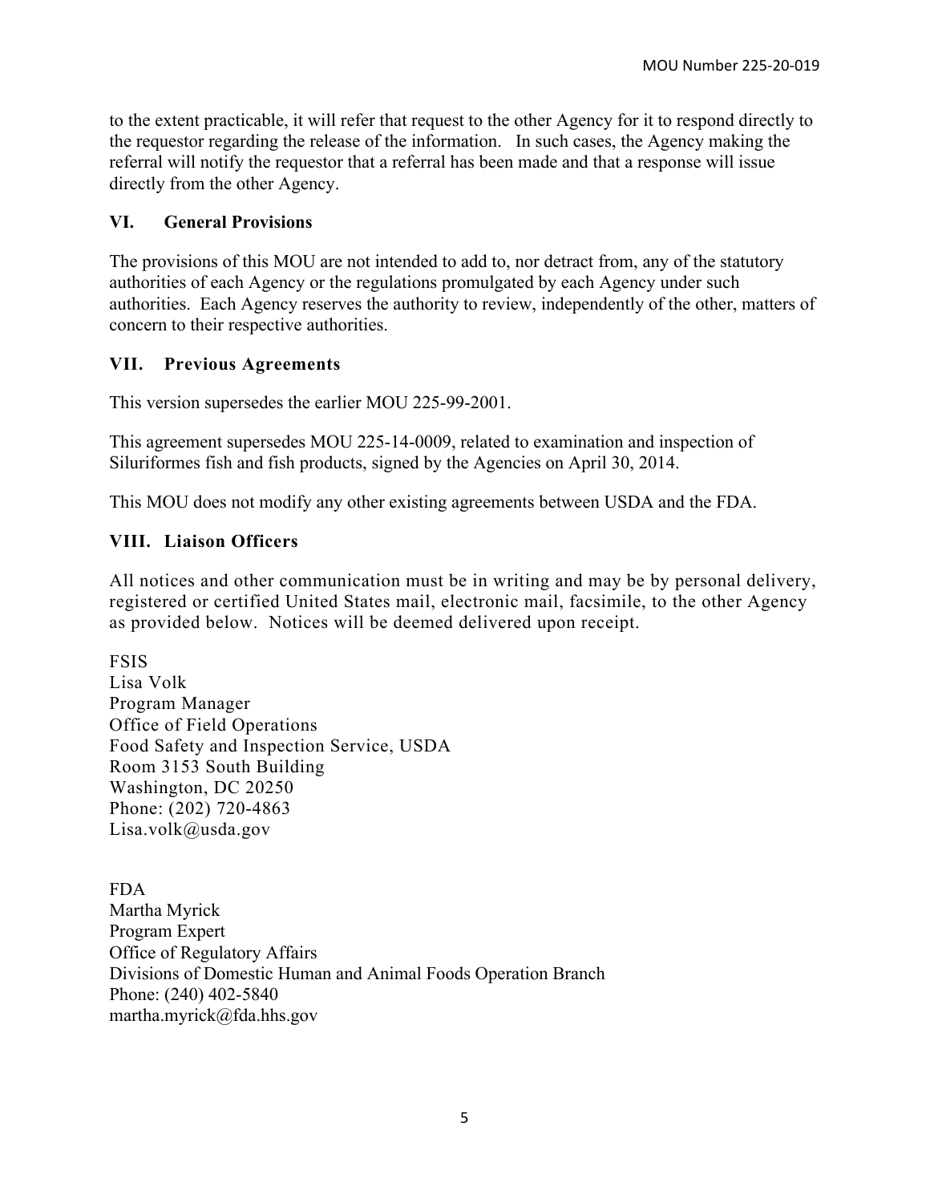to the extent practicable, it will refer that request to the other Agency for it to respond directly to the requestor regarding the release of the information. In such cases, the Agency making the referral will notify the requestor that a referral has been made and that a response will issue directly from the other Agency.

## VI. General Provisions

The provisions of this MOU are not intended to add to, nor detract from, any of the statutory authorities of each Agency or the regulations promulgated by each Agency under such authorities. Each Agency reserves the authority to review, independently of the other, matters of concern to their respective authorities.

## VII. Previous Agreements

This version supersedes the earlier MOU 225-99-2001.

This agreement supersedes MOU 225-14-0009, related to examination and inspection of Siluriformes fish and fish products, signed by the Agencies on April 30, 2014.

This MOU does not modify any other existing agreements between USDA and the FDA.

## VIII. Liaison Officers

All notices and other communication must be in writing and may be by personal delivery, registered or certified United States mail, electronic mail, facsimile, to the other Agency as provided below. Notices will be deemed delivered upon receipt.

FSIS
Lisa Volk
Program Manager
Office of Field Operations
Food Safety and Inspection Service, USDA
Room 3153 South Building
Washington, DC 20250
Phone: (202) 720-4863
Lisa.volk@usda.gov

FDA
Martha Myrick
Program Expert
Office of Regulatory Affairs
Divisions of Domestic Human and Animal Foods Operation Branch
Phone: (240) 402-5840
martha.myrick@fda.hhs.gov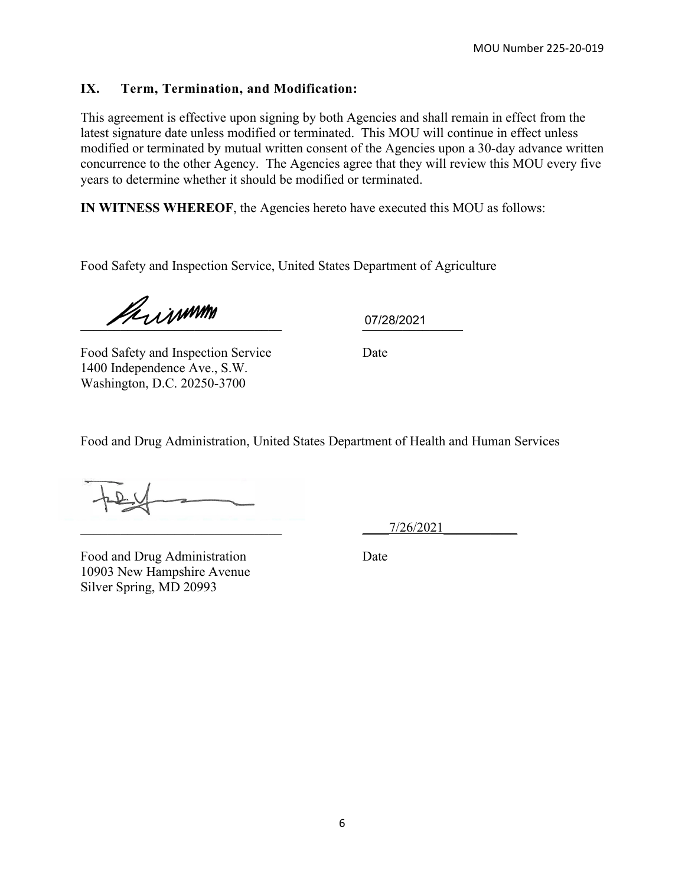## IX. Term, Termination, and Modification:

This agreement is effective upon signing by both Agencies and shall remain in effect from the latest signature date unless modified or terminated. This MOU will continue in effect unless modified or terminated by mutual written consent of the Agencies upon a 30-day advance written concurrence to the other Agency. The Agencies agree that they will review this MOU every five years to determine whether it should be modified or terminated.

**IN WITNESS WHEREOF**, the Agencies hereto have executed this MOU as follows:

Food Safety and Inspection Service, United States Department of Agriculture

______________________________ 07/28/2021

Food Safety and Inspection Service  
1400 Independence Ave., S.W.  
Washington, D.C. 20250-3700

Date

Food and Drug Administration, United States Department of Health and Human Services

______________________________ 7/26/2021

Food and Drug Administration  
10903 New Hampshire Avenue  
Silver Spring, MD 20993

Date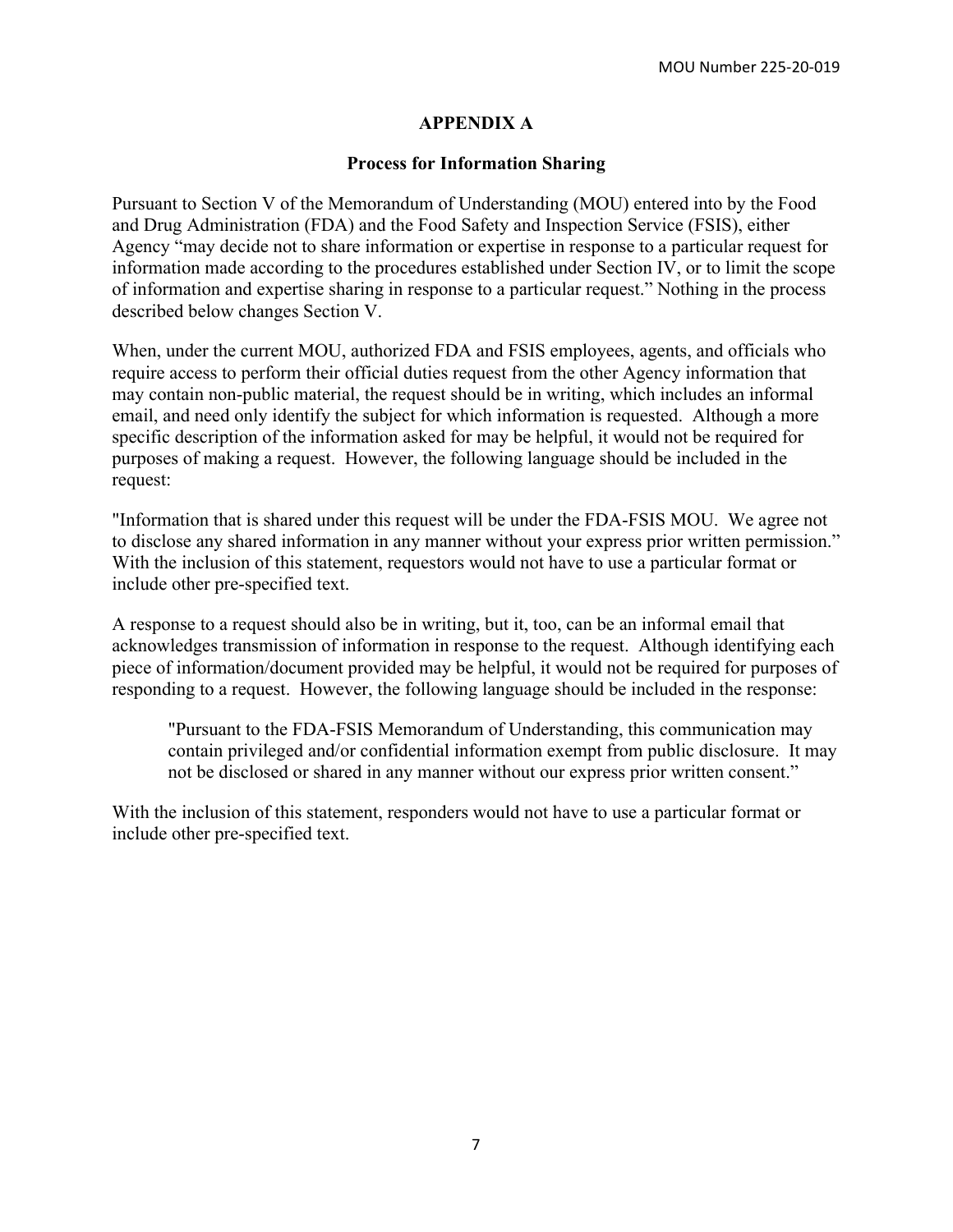## APPENDIX A

### Process for Information Sharing

Pursuant to Section V of the Memorandum of Understanding (MOU) entered into by the Food and Drug Administration (FDA) and the Food Safety and Inspection Service (FSIS), either Agency "may decide not to share information or expertise in response to a particular request for information made according to the procedures established under Section IV, or to limit the scope of information and expertise sharing in response to a particular request." Nothing in the process described below changes Section V.

When, under the current MOU, authorized FDA and FSIS employees, agents, and officials who require access to perform their official duties request from the other Agency information that may contain non-public material, the request should be in writing, which includes an informal email, and need only identify the subject for which information is requested. Although a more specific description of the information asked for may be helpful, it would not be required for purposes of making a request. However, the following language should be included in the request:

"Information that is shared under this request will be under the FDA-FSIS MOU. We agree not to disclose any shared information in any manner without your express prior written permission." With the inclusion of this statement, requestors would not have to use a particular format or include other pre-specified text.

A response to a request should also be in writing, but it, too, can be an informal email that acknowledges transmission of information in response to the request. Although identifying each piece of information/document provided may be helpful, it would not be required for purposes of responding to a request. However, the following language should be included in the response:

> "Pursuant to the FDA-FSIS Memorandum of Understanding, this communication may contain privileged and/or confidential information exempt from public disclosure. It may not be disclosed or shared in any manner without our express prior written consent."

With the inclusion of this statement, responders would not have to use a particular format or include other pre-specified text.